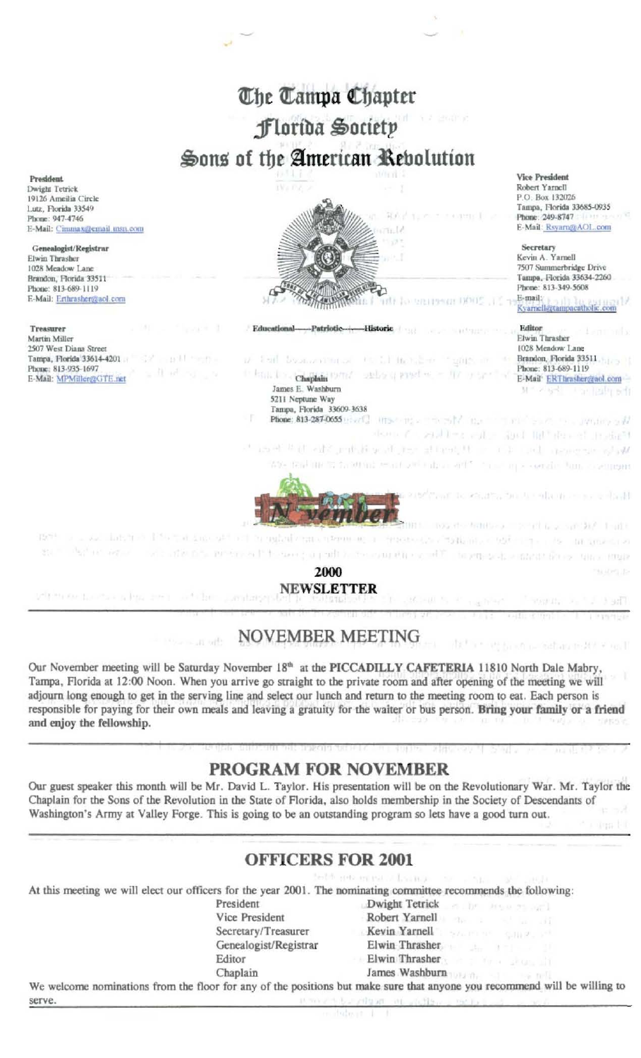# The Tampa Chapter
# Florida Society
# Sons of the American Revolution

**President**
Dwight Tetrick
19126 Ameilia Circle
Lutz, Florida 33549
Phone: 947-4746
E-Mail: Cimmax@email.msn.com

**Genealogist/Registrar**
Elwin Thrasher
1028 Meadow Lane
Brandon, Florida 33511
Phone: 813-689-1119
E-Mail: Erthrasher@aol.com

**Treasurer**
Martin Miller
2507 West Diana Street
Tampa, Florida 33614-4201
Phone: 813-935-1697
E-Mail: MPMiller@GTE.net

**Vice President**
Robert Yarnell
P.O. Box 132026
Tampa, Florida 33685-0935
Phone: 249-8747
E-Mail: Rsyarn@AOL.com

**Secretary**
Kevin A. Yarnell
7507 Summerbridge Drive
Tampa, Florida 33634-2260
Phone: 813-349-5608
E-mail: Kyarnell@tampacatholic.com

**Editor**
Elwin Thrasher
1028 Meadow Lane
Brandon, Florida 33511
Phone: 813-689-1119
E-Mail: ERThrasher@aol.com

**Educational—Patriotic—Historic**

**Chaplain**
James E. Washburn
5211 Neptune Way
Tampa, Florida 33609-3638
Phone: 813-287-0655

November

**2000**
**NEWSLETTER**

## NOVEMBER MEETING

Our November meeting will be Saturday November 18th at the **PICCADILLY CAFETERIA** 11810 North Dale Mabry, Tampa, Florida at 12:00 Noon. When you arrive go straight to the private room and after opening of the meeting we will adjourn long enough to get in the serving line and select our lunch and return to the meeting room to eat. Each person is responsible for paying for their own meals and leaving a gratuity for the waiter or bus person. **Bring your family or a friend and enjoy the fellowship.**

## PROGRAM FOR NOVEMBER

Our guest speaker this month will be Mr. David L. Taylor. His presentation will be on the Revolutionary War. Mr. Taylor the Chaplain for the Sons of the Revolution in the State of Florida, also holds membership in the Society of Descendants of Washington's Army at Valley Forge. This is going to be an outstanding program so lets have a good turn out.

## OFFICERS FOR 2001

At this meeting we will elect our officers for the year 2001. The nominating committee recommends the following:

| | |
|---|---|
| President | Dwight Tetrick |
| Vice President | Robert Yarnell |
| Secretary/Treasurer | Kevin Yarnell |
| Genealogist/Registrar | Elwin Thrasher |
| Editor | Elwin Thrasher |
| Chaplain | James Washburn |

We welcome nominations from the floor for any of the positions but make sure that anyone you recommend will be willing to serve.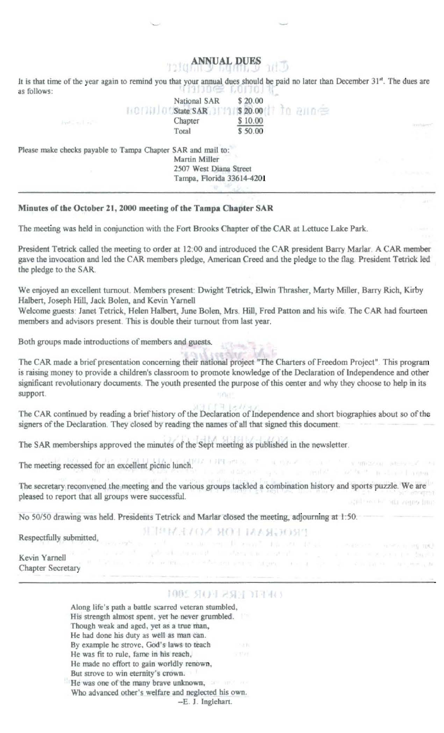## ANNUAL DUES

It is that time of the year again to remind you that your annual dues should be paid no later than December 31st. The dues are as follows:

| | |
|---|---|
| National SAR | $ 20.00 |
| State SAR | $ 20.00 |
| Chapter | $ 10.00 |
| Total | $ 50.00 |

Please make checks payable to Tampa Chapter SAR and mail to:

Martin Miller
2507 West Diana Street
Tampa, Florida 33614-4201

---

**Minutes of the October 21, 2000 meeting of the Tampa Chapter SAR**

The meeting was held in conjunction with the Fort Brooks Chapter of the CAR at Lettuce Lake Park.

President Tetrick called the meeting to order at 12:00 and introduced the CAR president Barry Marlar. A CAR member gave the invocation and led the CAR members pledge, American Creed and the pledge to the flag. President Tetrick led the pledge to the SAR.

We enjoyed an excellent turnout. Members present: Dwight Tetrick, Elwin Thrasher, Marty Miller, Barry Rich, Kirby Halbert, Joseph Hill, Jack Bolen, and Kevin Yarnell
Welcome guests: Janet Tetrick, Helen Halbert, June Bolen, Mrs. Hill, Fred Patton and his wife. The CAR had fourteen members and advisors present. This is double their turnout from last year.

Both groups made introductions of members and guests.

The CAR made a brief presentation concerning their national project "The Charters of Freedom Project". This program is raising money to provide a children's classroom to promote knowledge of the Declaration of Independence and other significant revolutionary documents. The youth presented the purpose of this center and why they choose to help in its support.

The CAR continued by reading a brief history of the Declaration of Independence and short biographies about so of the signers of the Declaration. They closed by reading the names of all that signed this document.

The SAR memberships approved the minutes of the Sept meeting as published in the newsletter.

The meeting recessed for an excellent picnic lunch.

The secretary reconvened the meeting and the various groups tackled a combination history and sports puzzle. We are pleased to report that all groups were successful.

No 50/50 drawing was held. Presidents Tetrick and Marlar closed the meeting, adjourning at 1:50.

Respectfully submitted,

Kevin Yarnell
Chapter Secretary

---

Along life's path a battle scarred veteran stumbled,
His strength almost spent, yet he never grumbled.
Though weak and aged, yet as a true man,
He had done his duty as well as man can.
By example he strove, God's laws to teach
He was fit to rule, fame in his reach,
He made no effort to gain worldly renown,
But strove to win eternity's crown.
He was one of the many brave unknown,
Who advanced other's welfare and neglected his own.

--E. J. Inglehart.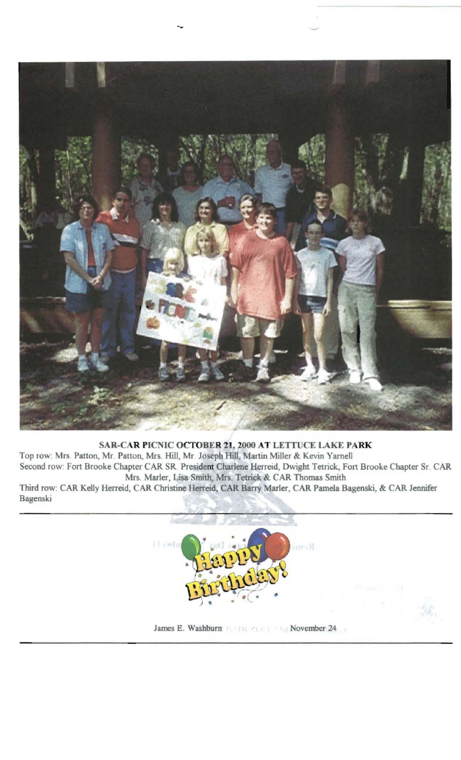**SAR-CAR PICNIC OCTOBER 21, 2000 AT LETTUCE LAKE PARK**

Top row: Mrs. Patton, Mr. Patton, Mrs. Hill, Mr. Joseph Hill, Martin Miller & Kevin Yarnell

Second row: Fort Brooke Chapter CAR SR. President Charlene Herreid, Dwight Tetrick, Fort Brooke Chapter Sr. CAR Mrs. Marler, Lisa Smith, Mrs. Tetrick & CAR Thomas Smith

Third row: CAR Kelly Herreid, CAR Christine Herreid, CAR Barry Marler, CAR Pamela Bagenski, & CAR Jennifer Bagenski

---

Happy Birthday!

James E. Washburn November 24

---